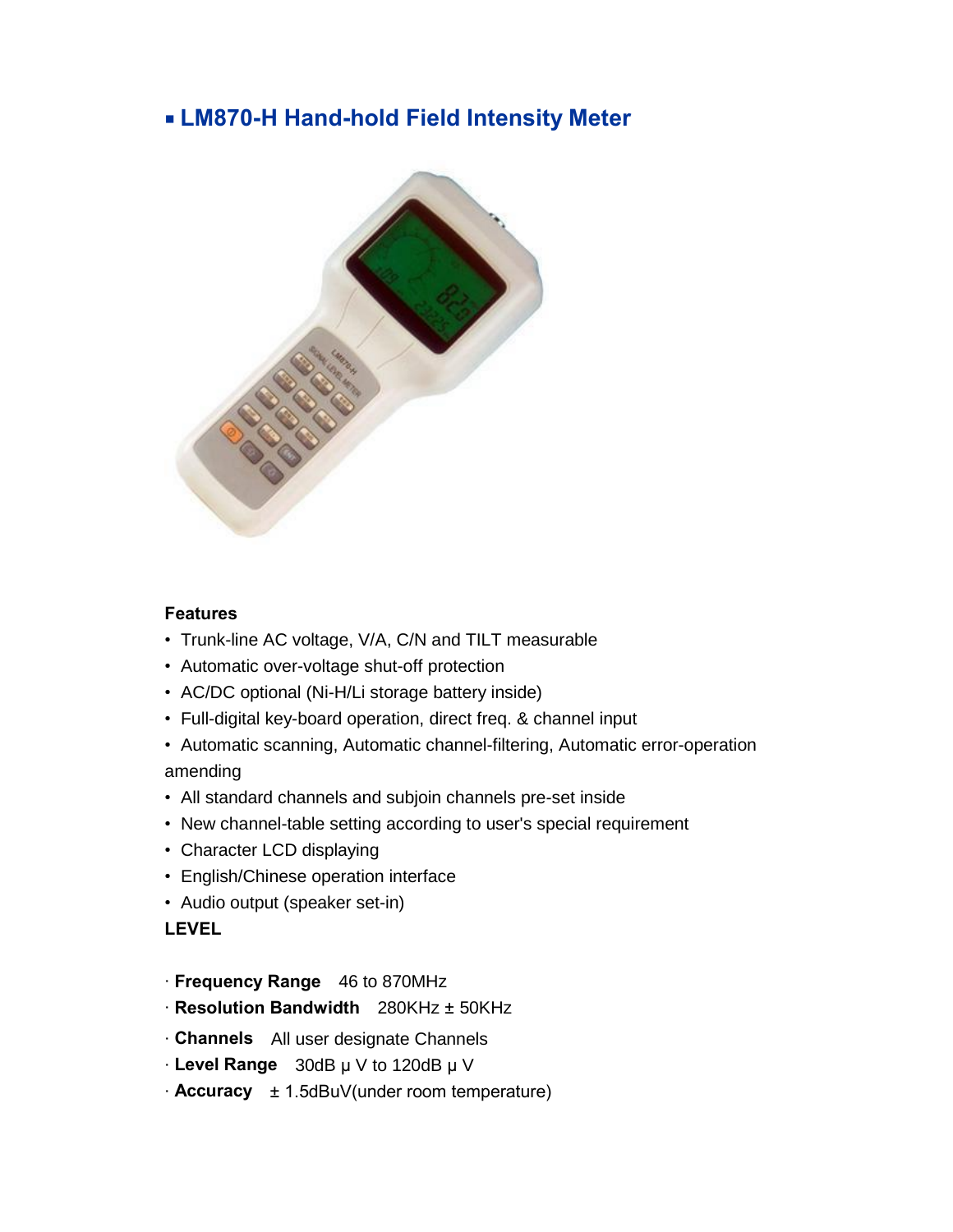## ■ LM870-H Hand-hold Field Intensity Meter

**Features**

- Trunk-line AC voltage, V/A, C/N and TILT measurable
- Automatic over-voltage shut-off protection
- AC/DC optional (Ni-H/Li storage battery inside)
- Full-digital key-board operation, direct freq. & channel input
- Automatic scanning, Automatic channel-filtering, Automatic error-operation amending
- All standard channels and subjoin channels pre-set inside
- New channel-table setting according to user's special requirement
- Character LCD displaying
- English/Chinese operation interface
- Audio output (speaker set-in)

**LEVEL**

· **Frequency Range** 46 to 870MHz
· **Resolution Bandwidth** 280KHz ± 50KHz
· **Channels** All user designate Channels
· **Level Range** 30dB μ V to 120dB μ V
· **Accuracy** ± 1.5dBuV(under room temperature)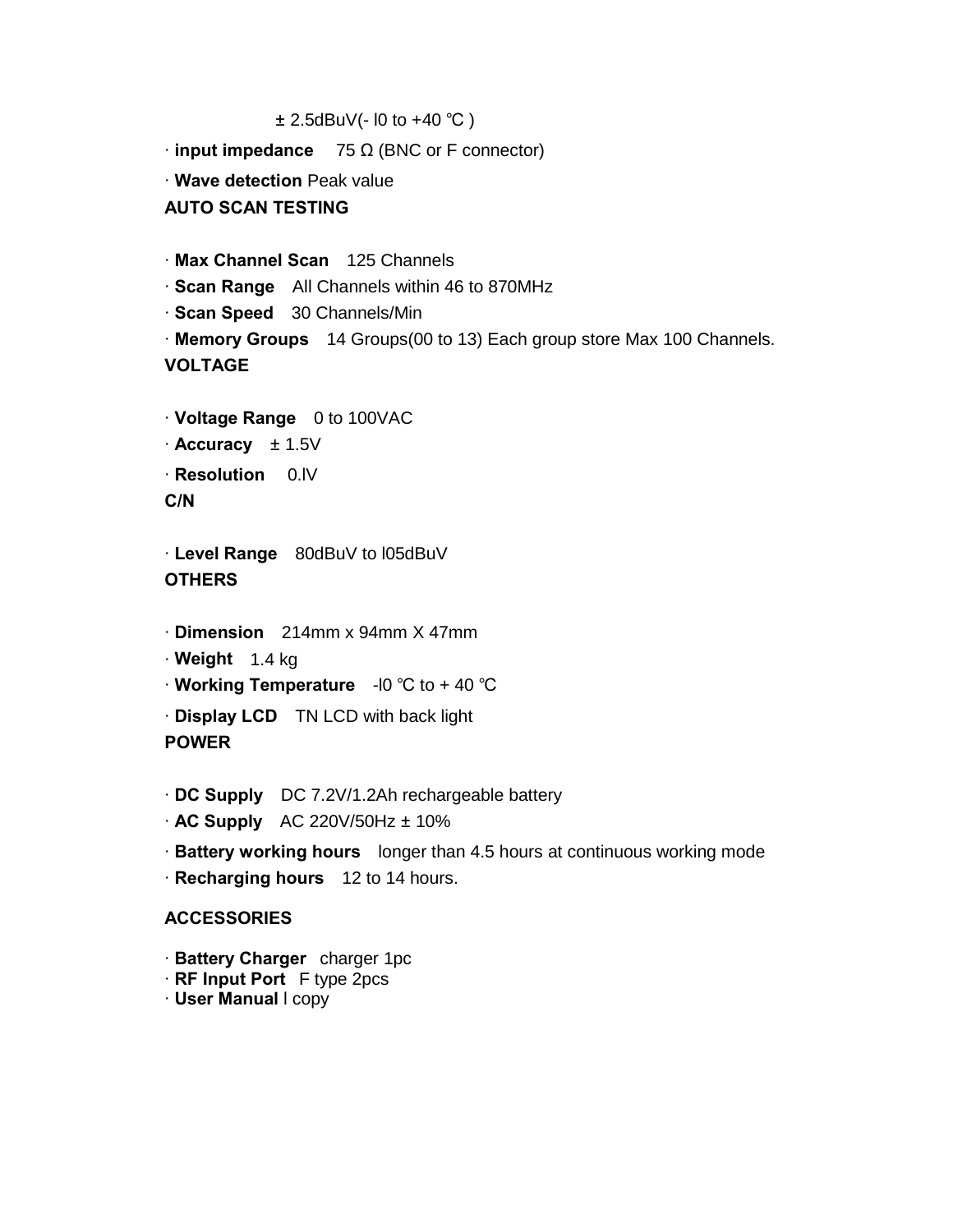± 2.5dBuV(- l0 to +40 ℃ )

· **input impedance** 75 Ω (BNC or F connector)

· **Wave detection** Peak value

**AUTO SCAN TESTING**

· **Max Channel Scan** 125 Channels
· **Scan Range** All Channels within 46 to 870MHz
· **Scan Speed** 30 Channels/Min
· **Memory Groups** 14 Groups(00 to 13) Each group store Max 100 Channels.

**VOLTAGE**

· **Voltage Range** 0 to 100VAC
· **Accuracy** ± 1.5V
· **Resolution** 0.lV

**C/N**

· **Level Range** 80dBuV to l05dBuV

**OTHERS**

· **Dimension** 214mm x 94mm X 47mm
· **Weight** 1.4 kg
· **Working Temperature** -l0 ℃ to + 40 ℃
· **Display LCD** TN LCD with back light

**POWER**

· **DC Supply** DC 7.2V/1.2Ah rechargeable battery
· **AC Supply** AC 220V/50Hz ± 10%
· **Battery working hours** longer than 4.5 hours at continuous working mode
· **Recharging hours** 12 to 14 hours.

**ACCESSORIES**

· **Battery Charger** charger 1pc
· **RF Input Port** F type 2pcs
· **User Manual** l copy